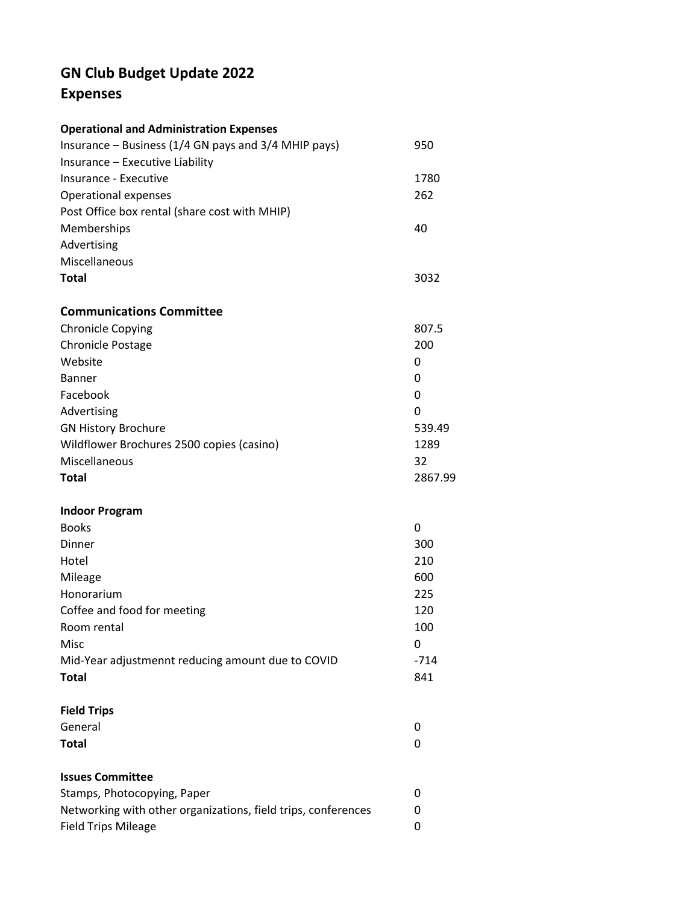# GN Club Budget Update 2022

## Expenses

| **Operational and Administration Expenses** | |
|---|---|
| Insurance – Business (1/4 GN pays and 3/4 MHIP pays) | 950 |
| Insurance – Executive Liability | |
| Insurance - Executive | 1780 |
| Operational expenses | 262 |
| Post Office box rental (share cost with MHIP) | |
| Memberships | 40 |
| Advertising | |
| Miscellaneous | |
| **Total** | 3032 |

| **Communications Committee** | |
|---|---|
| Chronicle Copying | 807.5 |
| Chronicle Postage | 200 |
| Website | 0 |
| Banner | 0 |
| Facebook | 0 |
| Advertising | 0 |
| GN History Brochure | 539.49 |
| Wildflower Brochures 2500 copies (casino) | 1289 |
| Miscellaneous | 32 |
| **Total** | 2867.99 |

| **Indoor Program** | |
|---|---|
| Books | 0 |
| Dinner | 300 |
| Hotel | 210 |
| Mileage | 600 |
| Honorarium | 225 |
| Coffee and food for meeting | 120 |
| Room rental | 100 |
| Misc | 0 |
| Mid-Year adjustmennt reducing amount due to COVID | -714 |
| **Total** | 841 |

| **Field Trips** | |
|---|---|
| General | 0 |
| **Total** | 0 |

| **Issues Committee** | |
|---|---|
| Stamps, Photocopying, Paper | 0 |
| Networking with other organizations, field trips, conferences | 0 |
| Field Trips Mileage | 0 |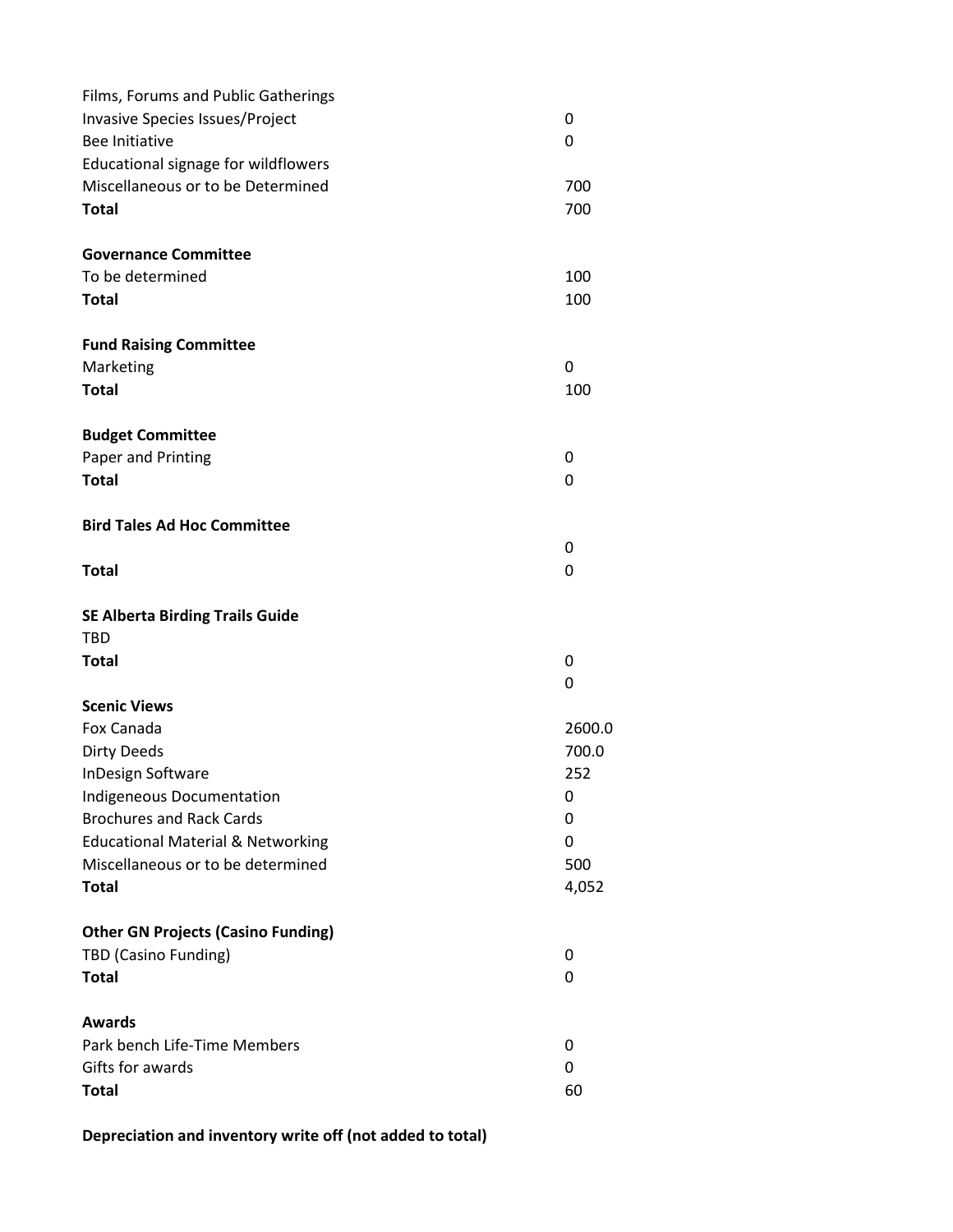| | |
|---|---|
| Films, Forums and Public Gatherings | |
| Invasive Species Issues/Project | 0 |
| Bee Initiative | 0 |
| Educational signage for wildflowers | |
| Miscellaneous or to be Determined | 700 |
| **Total** | 700 |
| | |
| **Governance Committee** | |
| To be determined | 100 |
| **Total** | 100 |
| | |
| **Fund Raising Committee** | |
| Marketing | 0 |
| **Total** | 100 |
| | |
| **Budget Committee** | |
| Paper and Printing | 0 |
| **Total** | 0 |
| | |
| **Bird Tales Ad Hoc Committee** | |
| | 0 |
| **Total** | 0 |
| | |
| **SE Alberta Birding Trails Guide** | |
| TBD | |
| **Total** | 0 |
| | 0 |
| **Scenic Views** | |
| Fox Canada | 2600.0 |
| Dirty Deeds | 700.0 |
| InDesign Software | 252 |
| Indigeneous Documentation | 0 |
| Brochures and Rack Cards | 0 |
| Educational Material & Networking | 0 |
| Miscellaneous or to be determined | 500 |
| **Total** | 4,052 |
| | |
| **Other GN Projects (Casino Funding)** | |
| TBD (Casino Funding) | 0 |
| **Total** | 0 |
| | |
| **Awards** | |
| Park bench Life-Time Members | 0 |
| Gifts for awards | 0 |
| **Total** | 60 |

**Depreciation and inventory write off (not added to total)**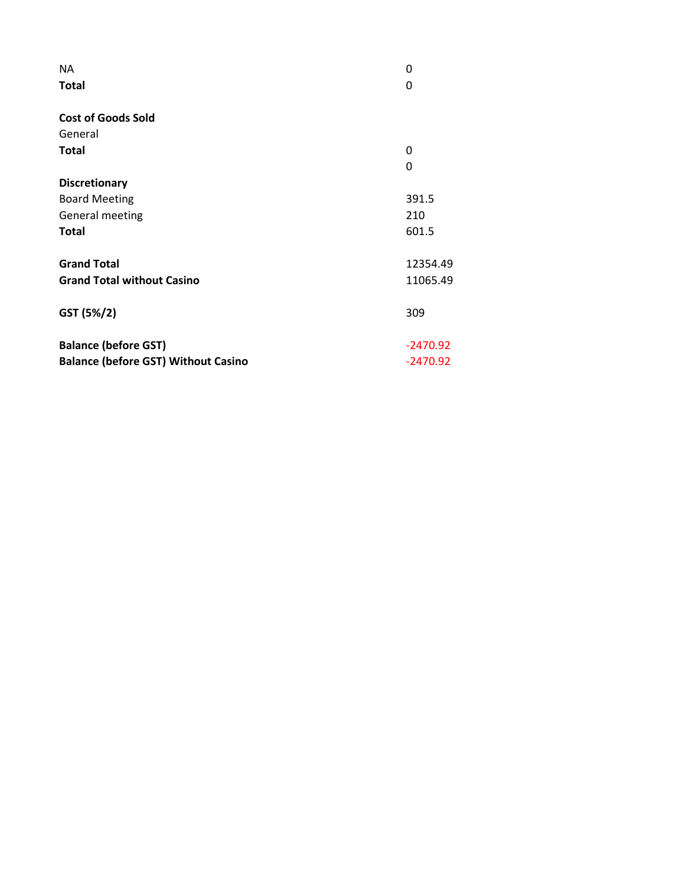| | |
|---|---|
| NA | 0 |
| **Total** | 0 |
| | |
| **Cost of Goods Sold** | |
| General | |
| **Total** | 0 |
| | 0 |
| **Discretionary** | |
| Board Meeting | 391.5 |
| General meeting | 210 |
| **Total** | 601.5 |
| | |
| **Grand Total** | 12354.49 |
| **Grand Total without Casino** | 11065.49 |
| | |
| **GST (5%/2)** | 309 |
| | |
| **Balance (before GST)** | -2470.92 |
| **Balance (before GST) Without Casino** | -2470.92 |